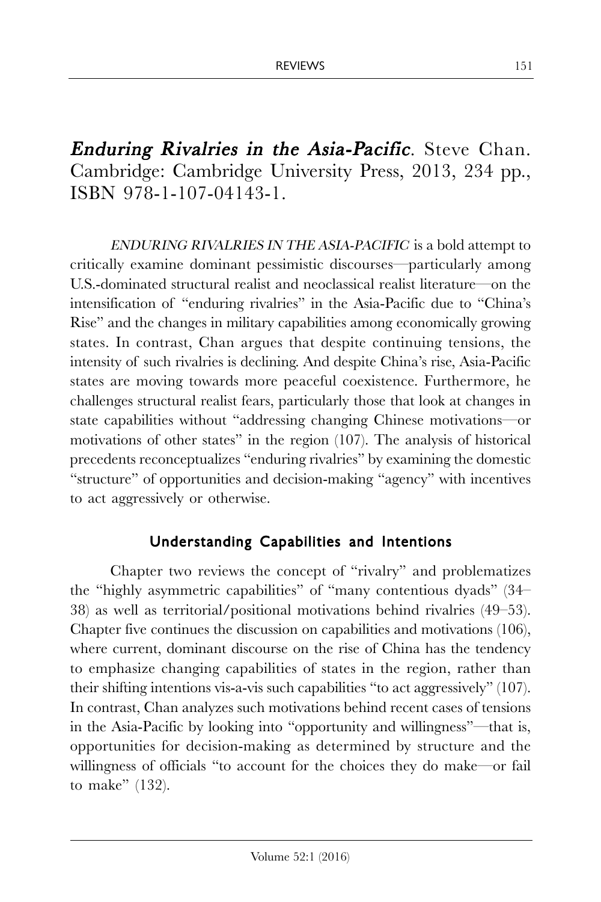# *Enduring Rivalries in the Asia-Pacific*. Steve Chan. Cambridge: Cambridge University Press, 2013, 234 pp., ISBN 978-1-107-04143-1.

*ENDURING RIVALRIES IN THE ASIA-PACIFIC* is a bold attempt to critically examine dominant pessimistic discourses—particularly among U.S.-dominated structural realist and neoclassical realist literature—on the intensification of "enduring rivalries" in the Asia-Pacific due to "China's Rise" and the changes in military capabilities among economically growing states. In contrast, Chan argues that despite continuing tensions, the intensity of such rivalries is declining. And despite China's rise, Asia-Pacific states are moving towards more peaceful coexistence. Furthermore, he challenges structural realist fears, particularly those that look at changes in state capabilities without "addressing changing Chinese motivations—or motivations of other states" in the region (107). The analysis of historical precedents reconceptualizes "enduring rivalries" by examining the domestic "structure" of opportunities and decision-making "agency" with incentives to act aggressively or otherwise.

## Understanding Capabilities and Intentions

Chapter two reviews the concept of "rivalry" and problematizes the "highly asymmetric capabilities" of "many contentious dyads" (34–38) as well as territorial/positional motivations behind rivalries (49–53). Chapter five continues the discussion on capabilities and motivations (106), where current, dominant discourse on the rise of China has the tendency to emphasize changing capabilities of states in the region, rather than their shifting intentions vis-a-vis such capabilities "to act aggressively" (107). In contrast, Chan analyzes such motivations behind recent cases of tensions in the Asia-Pacific by looking into "opportunity and willingness"—that is, opportunities for decision-making as determined by structure and the willingness of officials "to account for the choices they do make—or fail to make" (132).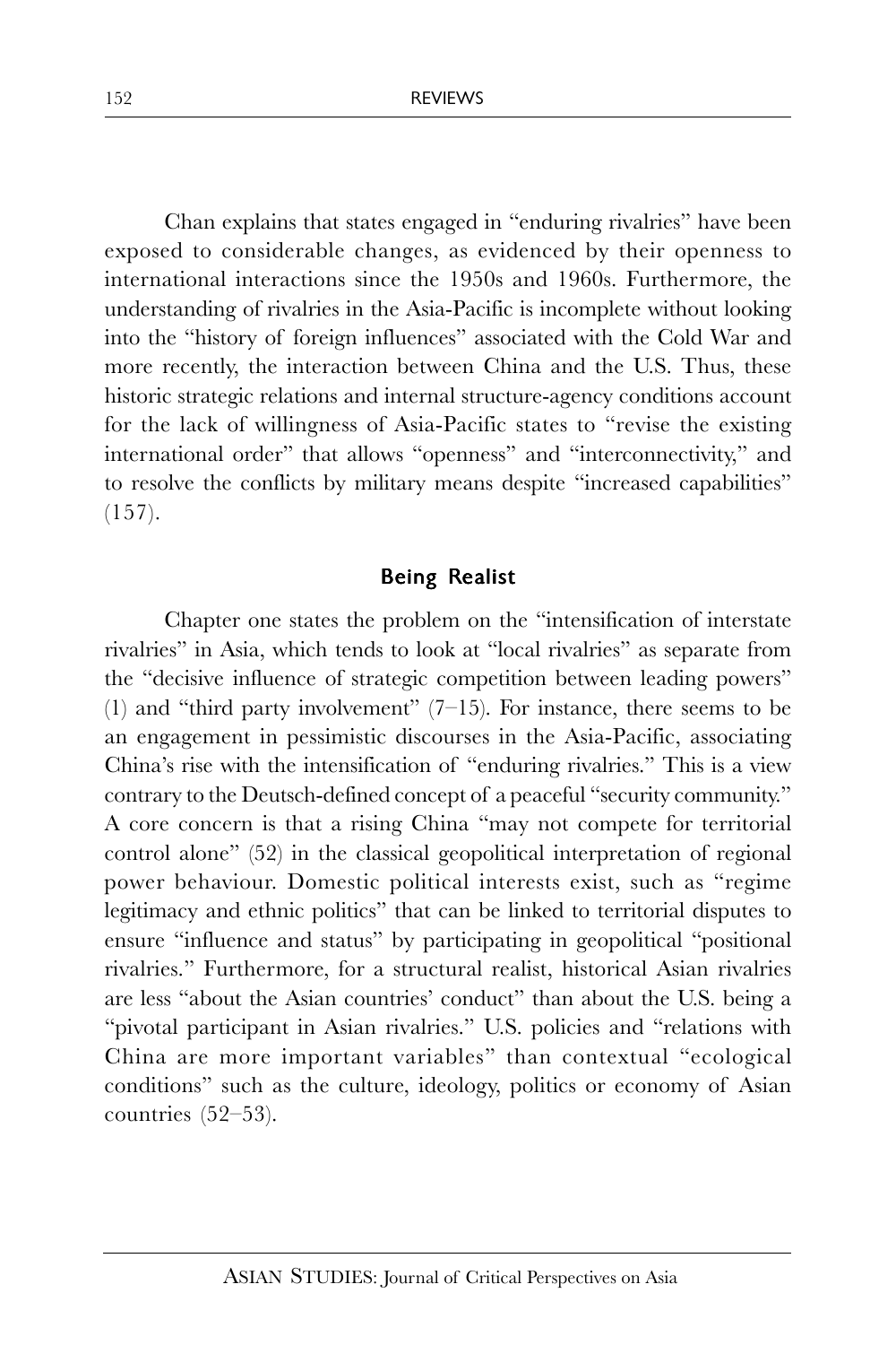Chan explains that states engaged in "enduring rivalries" have been exposed to considerable changes, as evidenced by their openness to international interactions since the 1950s and 1960s. Furthermore, the understanding of rivalries in the Asia-Pacific is incomplete without looking into the "history of foreign influences" associated with the Cold War and more recently, the interaction between China and the U.S. Thus, these historic strategic relations and internal structure-agency conditions account for the lack of willingness of Asia-Pacific states to "revise the existing international order" that allows "openness" and "interconnectivity," and to resolve the conflicts by military means despite "increased capabilities" (157).

## Being Realist

Chapter one states the problem on the "intensification of interstate rivalries" in Asia, which tends to look at "local rivalries" as separate from the "decisive influence of strategic competition between leading powers" (1) and "third party involvement" (7–15). For instance, there seems to be an engagement in pessimistic discourses in the Asia-Pacific, associating China's rise with the intensification of "enduring rivalries." This is a view contrary to the Deutsch-defined concept of a peaceful "security community." A core concern is that a rising China "may not compete for territorial control alone" (52) in the classical geopolitical interpretation of regional power behaviour. Domestic political interests exist, such as "regime legitimacy and ethnic politics" that can be linked to territorial disputes to ensure "influence and status" by participating in geopolitical "positional rivalries." Furthermore, for a structural realist, historical Asian rivalries are less "about the Asian countries' conduct" than about the U.S. being a "pivotal participant in Asian rivalries." U.S. policies and "relations with China are more important variables" than contextual "ecological conditions" such as the culture, ideology, politics or economy of Asian countries (52–53).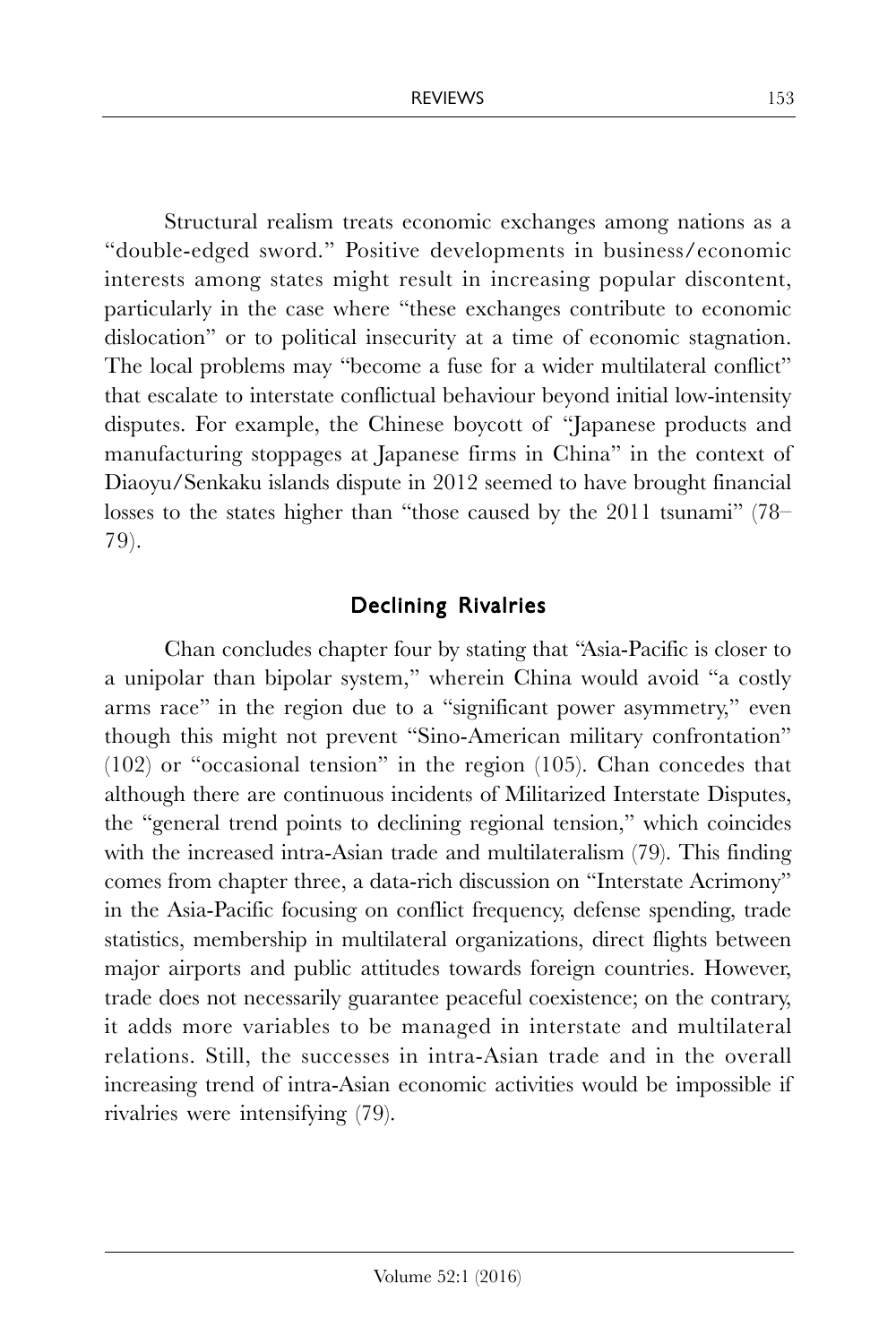Structural realism treats economic exchanges among nations as a "double-edged sword." Positive developments in business/economic interests among states might result in increasing popular discontent, particularly in the case where "these exchanges contribute to economic dislocation" or to political insecurity at a time of economic stagnation. The local problems may "become a fuse for a wider multilateral conflict" that escalate to interstate conflictual behaviour beyond initial low-intensity disputes. For example, the Chinese boycott of "Japanese products and manufacturing stoppages at Japanese firms in China" in the context of Diaoyu/Senkaku islands dispute in 2012 seemed to have brought financial losses to the states higher than "those caused by the 2011 tsunami" (78–79).

## Declining Rivalries

Chan concludes chapter four by stating that "Asia-Pacific is closer to a unipolar than bipolar system," wherein China would avoid "a costly arms race" in the region due to a "significant power asymmetry," even though this might not prevent "Sino-American military confrontation" (102) or "occasional tension" in the region (105). Chan concedes that although there are continuous incidents of Militarized Interstate Disputes, the "general trend points to declining regional tension," which coincides with the increased intra-Asian trade and multilateralism (79). This finding comes from chapter three, a data-rich discussion on "Interstate Acrimony" in the Asia-Pacific focusing on conflict frequency, defense spending, trade statistics, membership in multilateral organizations, direct flights between major airports and public attitudes towards foreign countries. However, trade does not necessarily guarantee peaceful coexistence; on the contrary, it adds more variables to be managed in interstate and multilateral relations. Still, the successes in intra-Asian trade and in the overall increasing trend of intra-Asian economic activities would be impossible if rivalries were intensifying (79).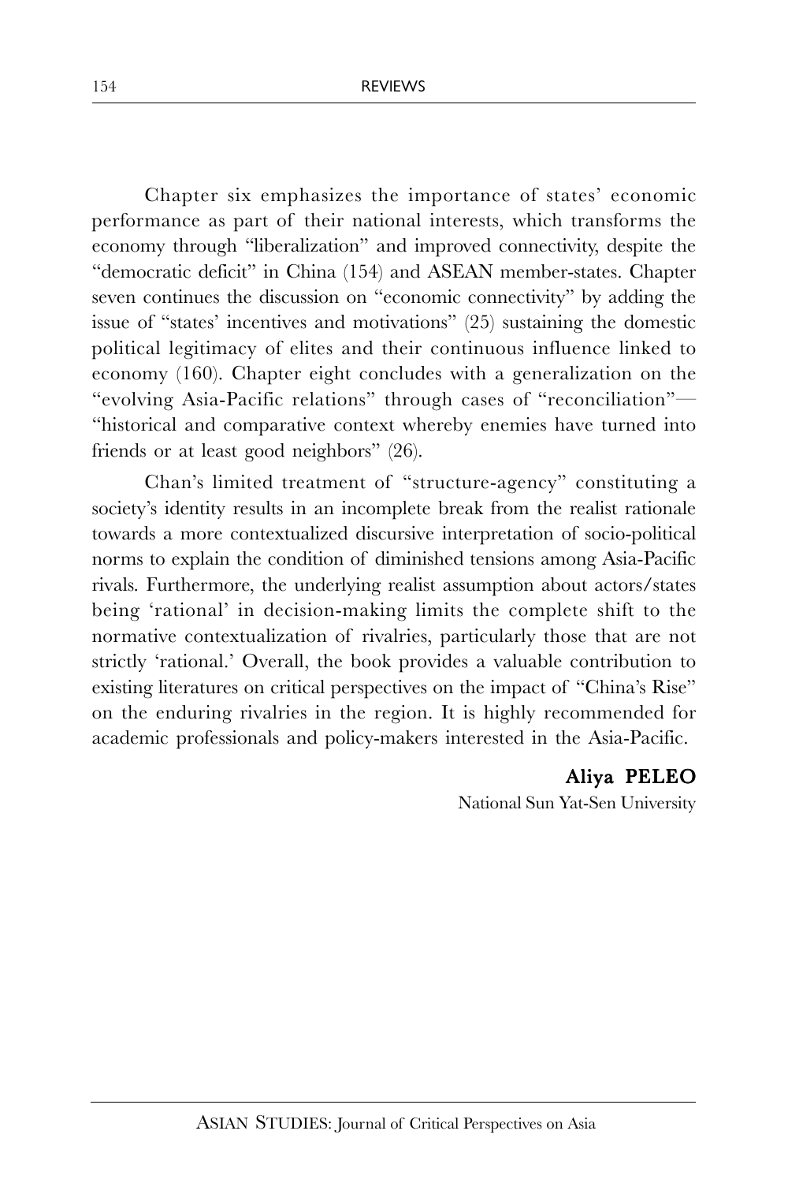Chapter six emphasizes the importance of states' economic performance as part of their national interests, which transforms the economy through "liberalization" and improved connectivity, despite the "democratic deficit" in China (154) and ASEAN member-states. Chapter seven continues the discussion on "economic connectivity" by adding the issue of "states' incentives and motivations" (25) sustaining the domestic political legitimacy of elites and their continuous influence linked to economy (160). Chapter eight concludes with a generalization on the "evolving Asia-Pacific relations" through cases of "reconciliation"— "historical and comparative context whereby enemies have turned into friends or at least good neighbors" (26).

Chan's limited treatment of "structure-agency" constituting a society's identity results in an incomplete break from the realist rationale towards a more contextualized discursive interpretation of socio-political norms to explain the condition of diminished tensions among Asia-Pacific rivals. Furthermore, the underlying realist assumption about actors/states being 'rational' in decision-making limits the complete shift to the normative contextualization of rivalries, particularly those that are not strictly 'rational.' Overall, the book provides a valuable contribution to existing literatures on critical perspectives on the impact of "China's Rise" on the enduring rivalries in the region. It is highly recommended for academic professionals and policy-makers interested in the Asia-Pacific.

**Aliya PELEO**
National Sun Yat-Sen University